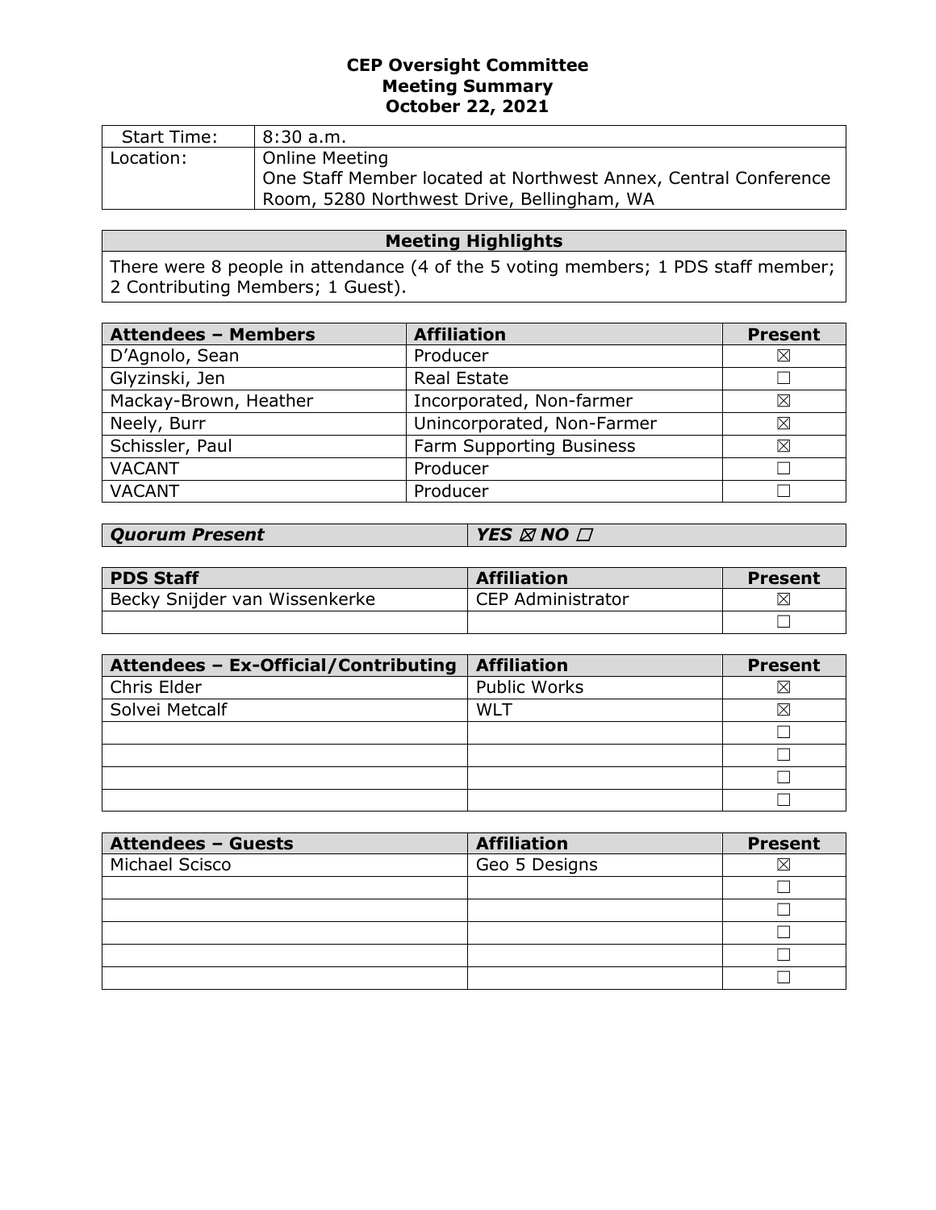# CEP Oversight Committee
## Meeting Summary
## October 22, 2021

| Start Time: | 8:30 a.m. |
| --- | --- |
| Location: | Online Meeting<br>One Staff Member located at Northwest Annex, Central Conference Room, 5280 Northwest Drive, Bellingham, WA |

| Meeting Highlights |
| --- |
| There were 8 people in attendance (4 of the 5 voting members; 1 PDS staff member; 2 Contributing Members; 1 Guest). |

| Attendees – Members | Affiliation | Present |
| --- | --- | --- |
| D'Agnolo, Sean | Producer | ☒ |
| Glyzinski, Jen | Real Estate | ☐ |
| Mackay-Brown, Heather | Incorporated, Non-farmer | ☒ |
| Neely, Burr | Unincorporated, Non-Farmer | ☒ |
| Schissler, Paul | Farm Supporting Business | ☒ |
| VACANT | Producer | ☐ |
| VACANT | Producer | ☐ |

| ***Quorum Present*** | ***YES ☒ NO ☐*** |
| --- | --- |

| PDS Staff | Affiliation | Present |
| --- | --- | --- |
| Becky Snijder van Wissenkerke | CEP Administrator | ☒ |
| | | ☐ |

| Attendees – Ex-Official/Contributing | Affiliation | Present |
| --- | --- | --- |
| Chris Elder | Public Works | ☒ |
| Solvei Metcalf | WLT | ☒ |
| | | ☐ |
| | | ☐ |
| | | ☐ |
| | | ☐ |

| Attendees – Guests | Affiliation | Present |
| --- | --- | --- |
| Michael Scisco | Geo 5 Designs | ☒ |
| | | ☐ |
| | | ☐ |
| | | ☐ |
| | | ☐ |
| | | ☐ |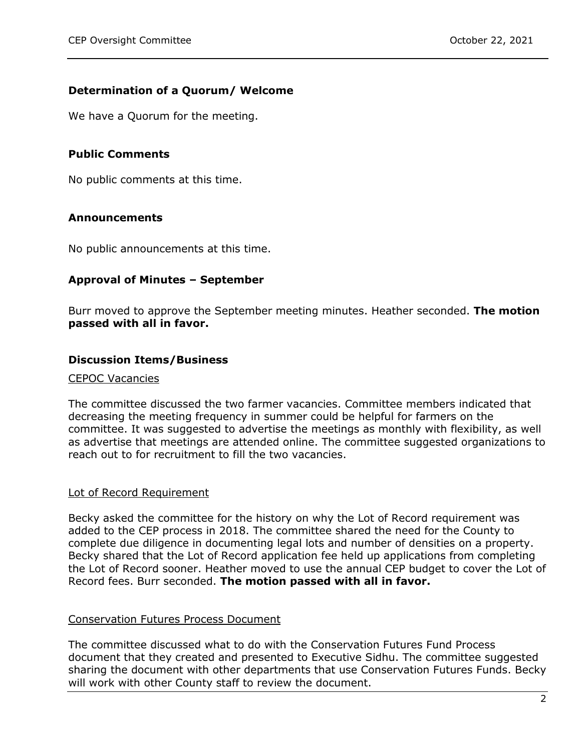### Determination of a Quorum/ Welcome

We have a Quorum for the meeting.

### Public Comments

No public comments at this time.

### Announcements

No public announcements at this time.

### Approval of Minutes – September

Burr moved to approve the September meeting minutes. Heather seconded. **The motion passed with all in favor.**

### Discussion Items/Business

#### CEPOC Vacancies

The committee discussed the two farmer vacancies. Committee members indicated that decreasing the meeting frequency in summer could be helpful for farmers on the committee. It was suggested to advertise the meetings as monthly with flexibility, as well as advertise that meetings are attended online. The committee suggested organizations to reach out to for recruitment to fill the two vacancies.

#### Lot of Record Requirement

Becky asked the committee for the history on why the Lot of Record requirement was added to the CEP process in 2018. The committee shared the need for the County to complete due diligence in documenting legal lots and number of densities on a property. Becky shared that the Lot of Record application fee held up applications from completing the Lot of Record sooner. Heather moved to use the annual CEP budget to cover the Lot of Record fees. Burr seconded. **The motion passed with all in favor.**

#### Conservation Futures Process Document

The committee discussed what to do with the Conservation Futures Fund Process document that they created and presented to Executive Sidhu. The committee suggested sharing the document with other departments that use Conservation Futures Funds. Becky will work with other County staff to review the document.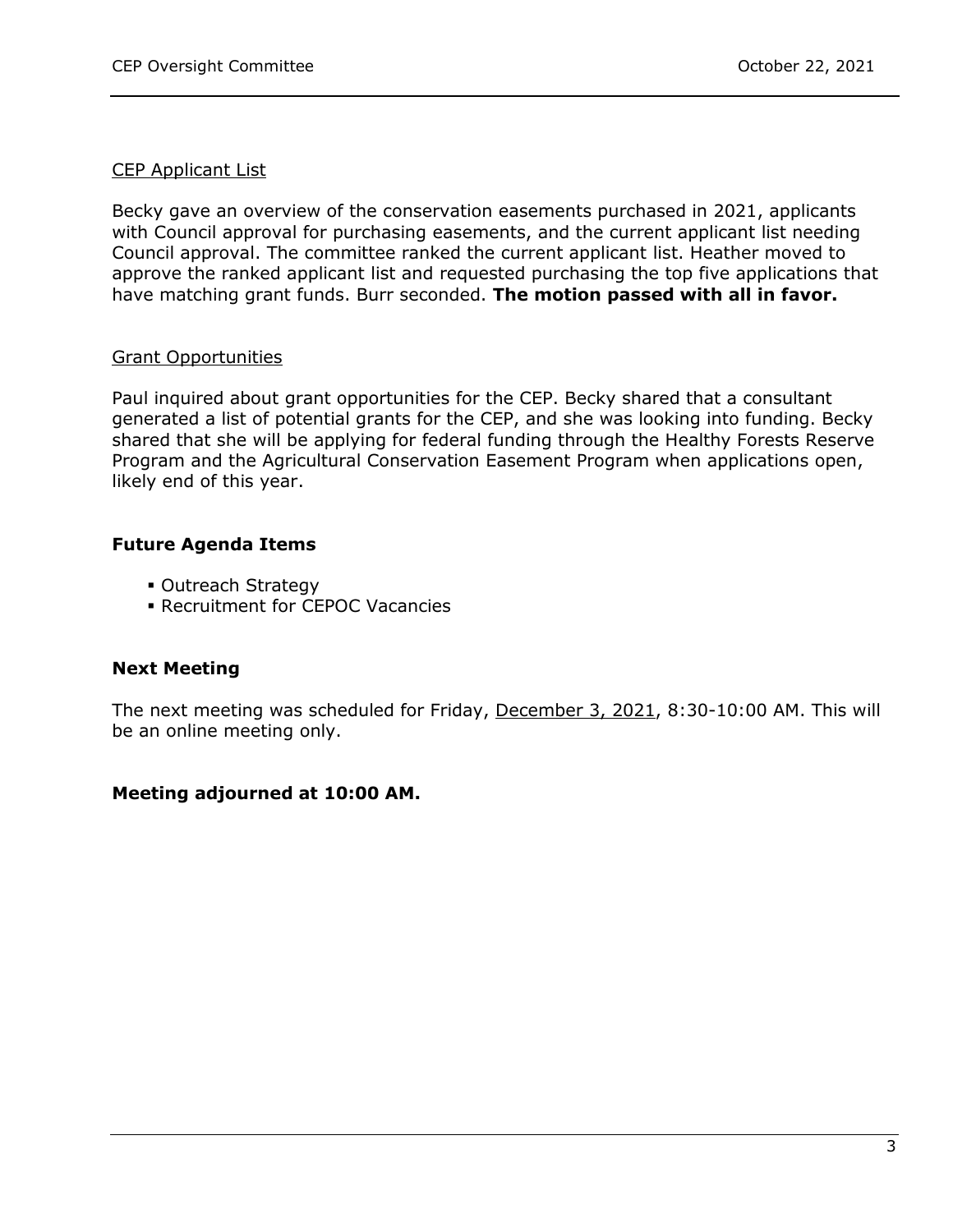<u>CEP Applicant List</u>

Becky gave an overview of the conservation easements purchased in 2021, applicants with Council approval for purchasing easements, and the current applicant list needing Council approval. The committee ranked the current applicant list. Heather moved to approve the ranked applicant list and requested purchasing the top five applications that have matching grant funds. Burr seconded. **The motion passed with all in favor.**

<u>Grant Opportunities</u>

Paul inquired about grant opportunities for the CEP. Becky shared that a consultant generated a list of potential grants for the CEP, and she was looking into funding. Becky shared that she will be applying for federal funding through the Healthy Forests Reserve Program and the Agricultural Conservation Easement Program when applications open, likely end of this year.

## Future Agenda Items

- Outreach Strategy
- Recruitment for CEPOC Vacancies

## Next Meeting

The next meeting was scheduled for Friday, <u>December 3, 2021</u>, 8:30-10:00 AM. This will be an online meeting only.

**Meeting adjourned at 10:00 AM.**